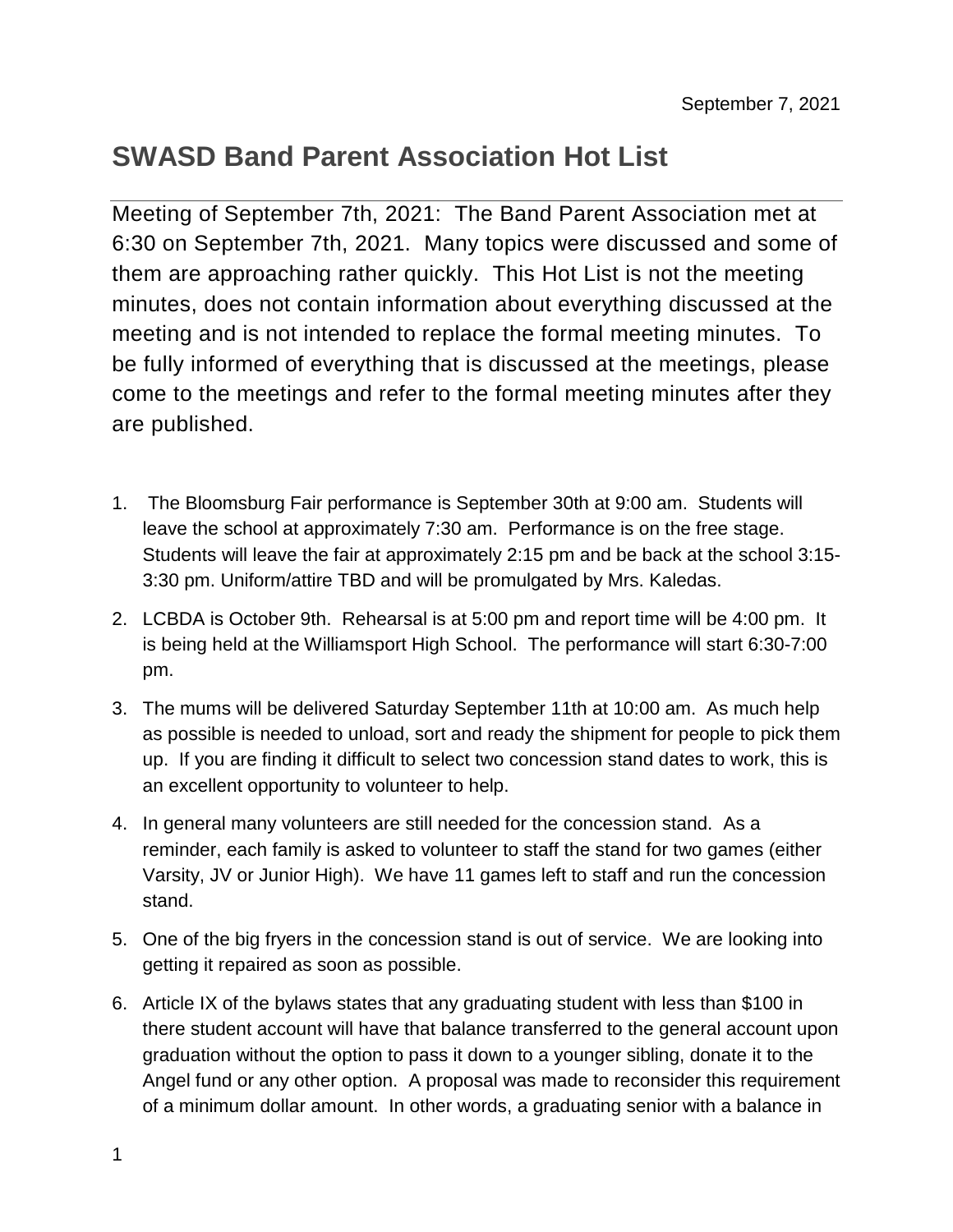September 7, 2021

# SWASD Band Parent Association Hot List

Meeting of September 7th, 2021: The Band Parent Association met at 6:30 on September 7th, 2021. Many topics were discussed and some of them are approaching rather quickly. This Hot List is not the meeting minutes, does not contain information about everything discussed at the meeting and is not intended to replace the formal meeting minutes. To be fully informed of everything that is discussed at the meetings, please come to the meetings and refer to the formal meeting minutes after they are published.

1. The Bloomsburg Fair performance is September 30th at 9:00 am. Students will leave the school at approximately 7:30 am. Performance is on the free stage. Students will leave the fair at approximately 2:15 pm and be back at the school 3:15-3:30 pm. Uniform/attire TBD and will be promulgated by Mrs. Kaledas.
2. LCBDA is October 9th. Rehearsal is at 5:00 pm and report time will be 4:00 pm. It is being held at the Williamsport High School. The performance will start 6:30-7:00 pm.
3. The mums will be delivered Saturday September 11th at 10:00 am. As much help as possible is needed to unload, sort and ready the shipment for people to pick them up. If you are finding it difficult to select two concession stand dates to work, this is an excellent opportunity to volunteer to help.
4. In general many volunteers are still needed for the concession stand. As a reminder, each family is asked to volunteer to staff the stand for two games (either Varsity, JV or Junior High). We have 11 games left to staff and run the concession stand.
5. One of the big fryers in the concession stand is out of service. We are looking into getting it repaired as soon as possible.
6. Article IX of the bylaws states that any graduating student with less than $100 in there student account will have that balance transferred to the general account upon graduation without the option to pass it down to a younger sibling, donate it to the Angel fund or any other option. A proposal was made to reconsider this requirement of a minimum dollar amount. In other words, a graduating senior with a balance in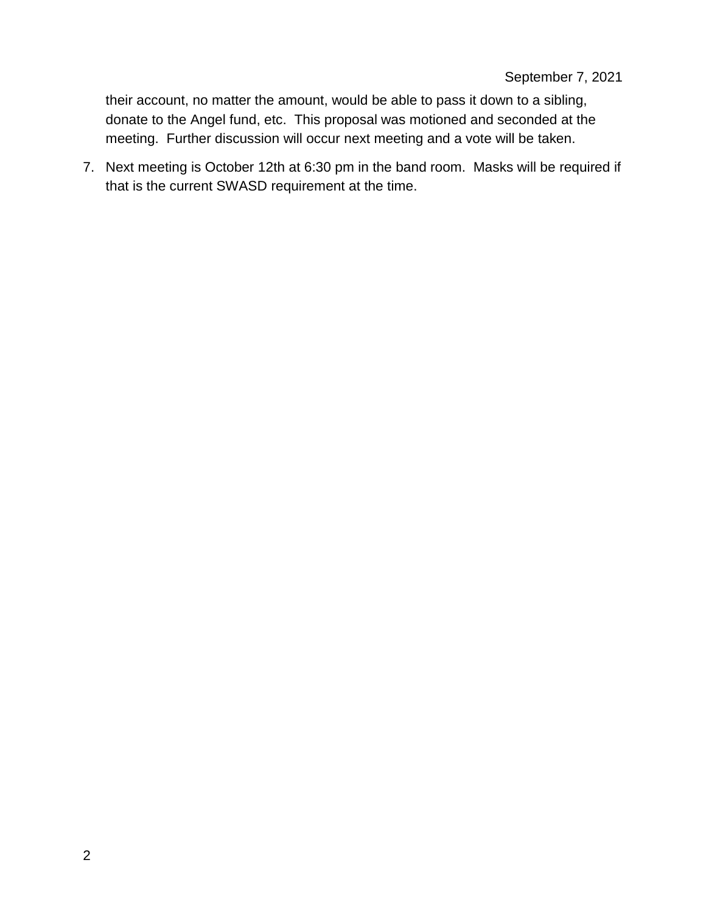their account, no matter the amount, would be able to pass it down to a sibling, donate to the Angel fund, etc.  This proposal was motioned and seconded at the meeting.  Further discussion will occur next meeting and a vote will be taken.

7. Next meeting is October 12th at 6:30 pm in the band room.  Masks will be required if that is the current SWASD requirement at the time.